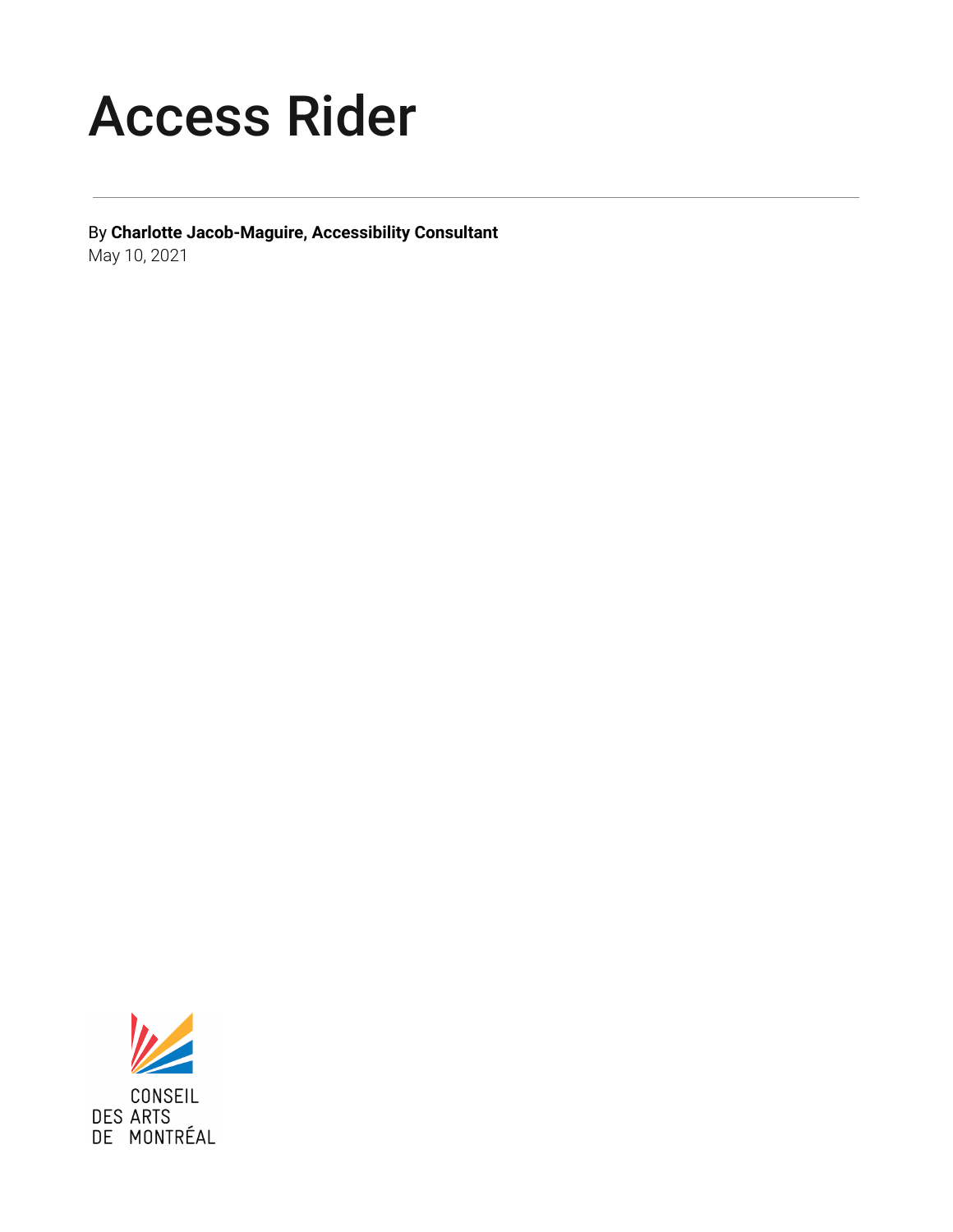# Access Rider

By **Charlotte Jacob-Maguire, Accessibility Consultant**
May 10, 2021

CONSEIL
DES ARTS
DE MONTRÉAL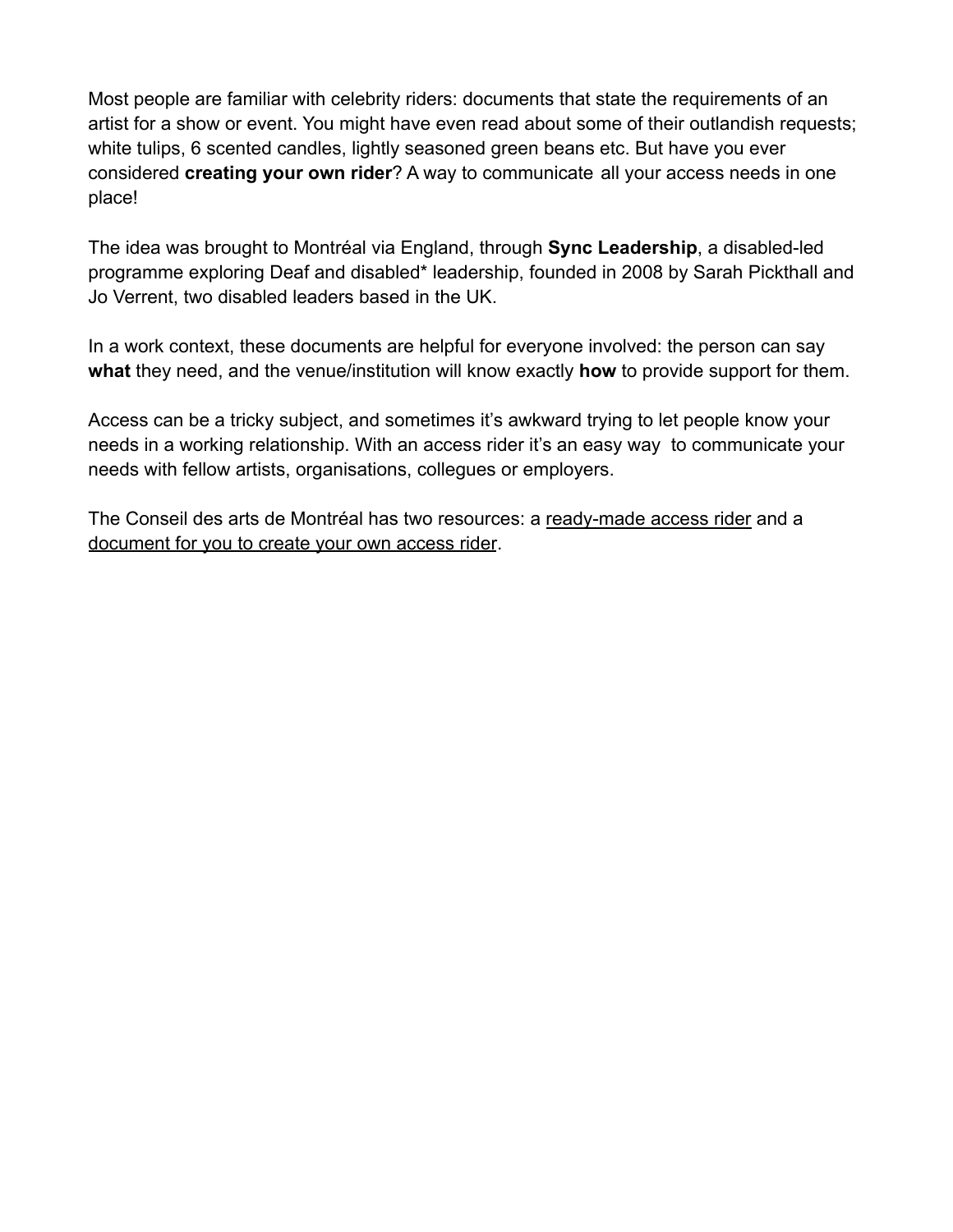Most people are familiar with celebrity riders: documents that state the requirements of an artist for a show or event. You might have even read about some of their outlandish requests; white tulips, 6 scented candles, lightly seasoned green beans etc. But have you ever considered **creating your own rider**? A way to communicate all your access needs in one place!

The idea was brought to Montréal via England, through **Sync Leadership**, a disabled-led programme exploring Deaf and disabled* leadership, founded in 2008 by Sarah Pickthall and Jo Verrent, two disabled leaders based in the UK.

In a work context, these documents are helpful for everyone involved: the person can say **what** they need, and the venue/institution will know exactly **how** to provide support for them.

Access can be a tricky subject, and sometimes it's awkward trying to let people know your needs in a working relationship. With an access rider it's an easy way to communicate your needs with fellow artists, organisations, collegues or employers.

The Conseil des arts de Montréal has two resources: a ready-made access rider and a document for you to create your own access rider.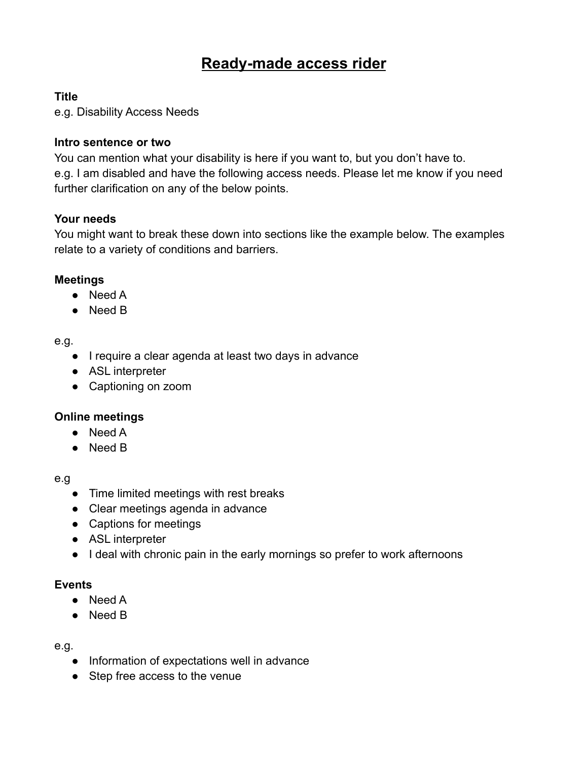# Ready-made access rider

**Title**
e.g. Disability Access Needs

**Intro sentence or two**
You can mention what your disability is here if you want to, but you don't have to.
e.g. I am disabled and have the following access needs. Please let me know if you need further clarification on any of the below points.

**Your needs**
You might want to break these down into sections like the example below. The examples relate to a variety of conditions and barriers.

**Meetings**

- Need A
- Need B

e.g.

- I require a clear agenda at least two days in advance
- ASL interpreter
- Captioning on zoom

**Online meetings**

- Need A
- Need B

e.g

- Time limited meetings with rest breaks
- Clear meetings agenda in advance
- Captions for meetings
- ASL interpreter
- I deal with chronic pain in the early mornings so prefer to work afternoons

**Events**

- Need A
- Need B

e.g.

- Information of expectations well in advance
- Step free access to the venue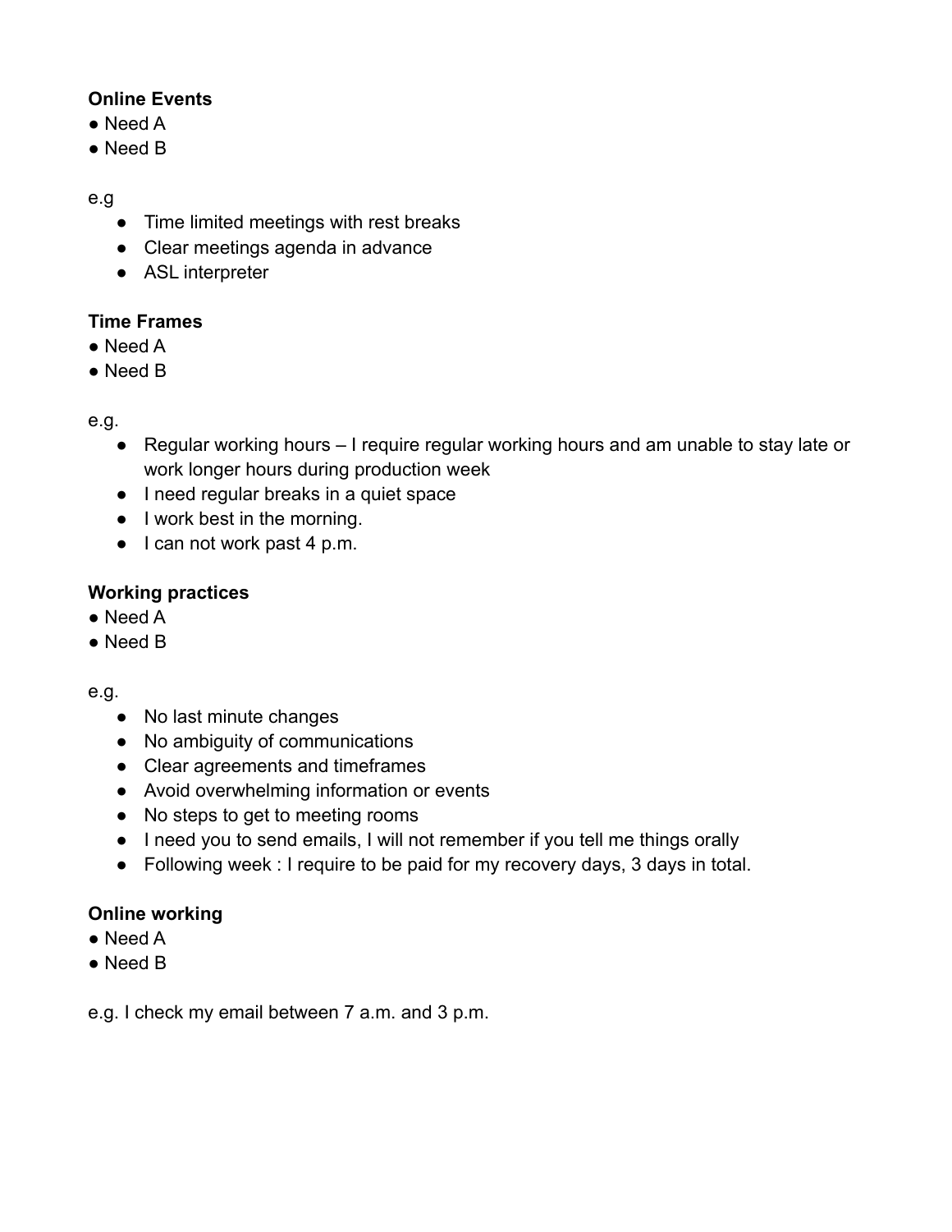**Online Events**

- Need A
- Need B

e.g

- Time limited meetings with rest breaks
- Clear meetings agenda in advance
- ASL interpreter

**Time Frames**

- Need A
- Need B

e.g.

- Regular working hours – I require regular working hours and am unable to stay late or work longer hours during production week
- I need regular breaks in a quiet space
- I work best in the morning.
- I can not work past 4 p.m.

**Working practices**

- Need A
- Need B

e.g.

- No last minute changes
- No ambiguity of communications
- Clear agreements and timeframes
- Avoid overwhelming information or events
- No steps to get to meeting rooms
- I need you to send emails, I will not remember if you tell me things orally
- Following week : I require to be paid for my recovery days, 3 days in total.

**Online working**

- Need A
- Need B

e.g. I check my email between 7 a.m. and 3 p.m.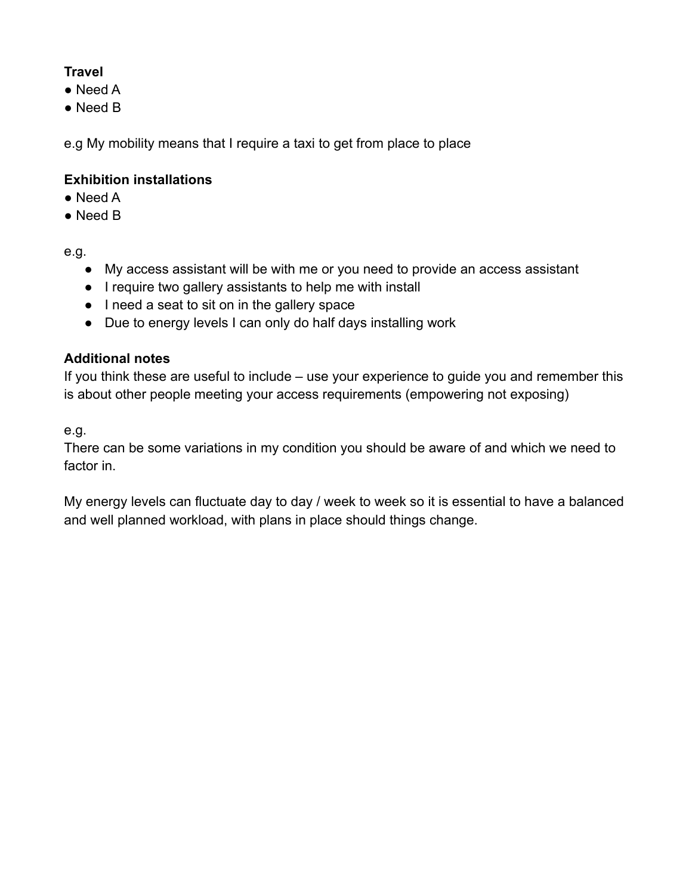**Travel**

- Need A
- Need B

e.g My mobility means that I require a taxi to get from place to place

**Exhibition installations**

- Need A
- Need B

e.g.

- My access assistant will be with me or you need to provide an access assistant
- I require two gallery assistants to help me with install
- I need a seat to sit on in the gallery space
- Due to energy levels I can only do half days installing work

**Additional notes**

If you think these are useful to include – use your experience to guide you and remember this is about other people meeting your access requirements (empowering not exposing)

e.g.

There can be some variations in my condition you should be aware of and which we need to factor in.

My energy levels can fluctuate day to day / week to week so it is essential to have a balanced and well planned workload, with plans in place should things change.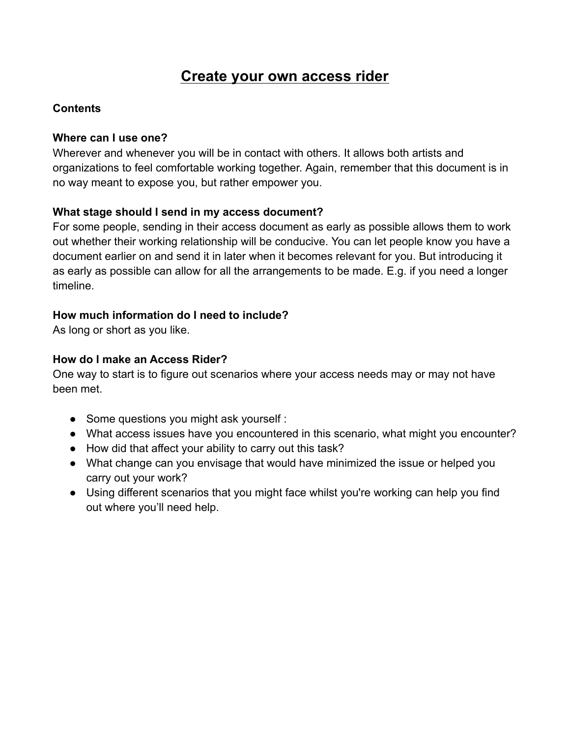# Create your own access rider

**Contents**

**Where can I use one?**

Wherever and whenever you will be in contact with others. It allows both artists and organizations to feel comfortable working together. Again, remember that this document is in no way meant to expose you, but rather empower you.

**What stage should I send in my access document?**

For some people, sending in their access document as early as possible allows them to work out whether their working relationship will be conducive. You can let people know you have a document earlier on and send it in later when it becomes relevant for you. But introducing it as early as possible can allow for all the arrangements to be made. E.g. if you need a longer timeline.

**How much information do I need to include?**

As long or short as you like.

**How do I make an Access Rider?**

One way to start is to figure out scenarios where your access needs may or may not have been met.

- Some questions you might ask yourself :
- What access issues have you encountered in this scenario, what might you encounter?
- How did that affect your ability to carry out this task?
- What change can you envisage that would have minimized the issue or helped you carry out your work?
- Using different scenarios that you might face whilst you're working can help you find out where you'll need help.